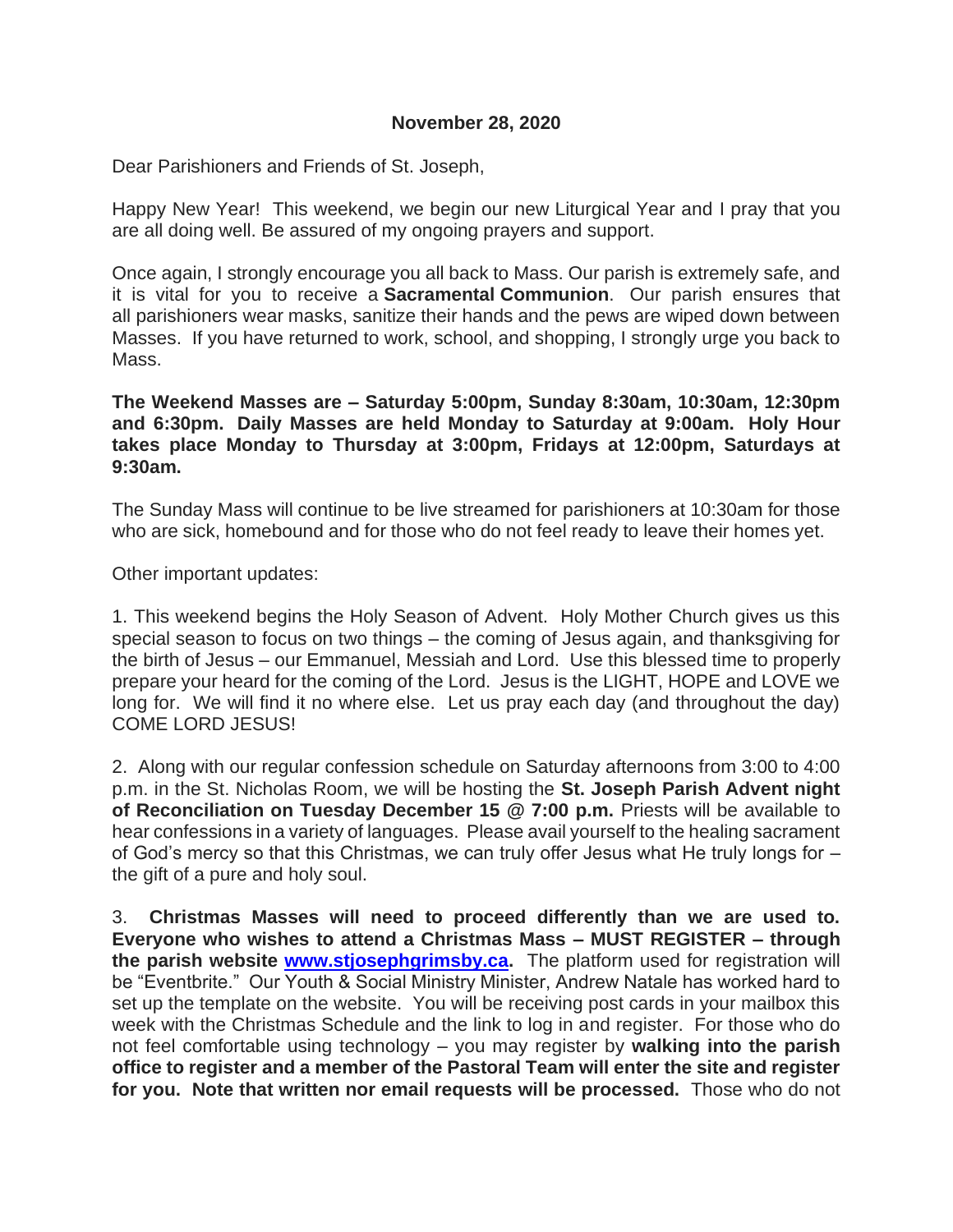**November 28, 2020**

Dear Parishioners and Friends of St. Joseph,

Happy New Year! This weekend, we begin our new Liturgical Year and I pray that you are all doing well. Be assured of my ongoing prayers and support.

Once again, I strongly encourage you all back to Mass. Our parish is extremely safe, and it is vital for you to receive a **Sacramental Communion**. Our parish ensures that all parishioners wear masks, sanitize their hands and the pews are wiped down between Masses. If you have returned to work, school, and shopping, I strongly urge you back to Mass.

**The Weekend Masses are – Saturday 5:00pm, Sunday 8:30am, 10:30am, 12:30pm and 6:30pm. Daily Masses are held Monday to Saturday at 9:00am. Holy Hour takes place Monday to Thursday at 3:00pm, Fridays at 12:00pm, Saturdays at 9:30am.**

The Sunday Mass will continue to be live streamed for parishioners at 10:30am for those who are sick, homebound and for those who do not feel ready to leave their homes yet.

Other important updates:

1. This weekend begins the Holy Season of Advent. Holy Mother Church gives us this special season to focus on two things – the coming of Jesus again, and thanksgiving for the birth of Jesus – our Emmanuel, Messiah and Lord. Use this blessed time to properly prepare your heard for the coming of the Lord. Jesus is the LIGHT, HOPE and LOVE we long for. We will find it no where else. Let us pray each day (and throughout the day) COME LORD JESUS!

2. Along with our regular confession schedule on Saturday afternoons from 3:00 to 4:00 p.m. in the St. Nicholas Room, we will be hosting the **St. Joseph Parish Advent night of Reconciliation on Tuesday December 15 @ 7:00 p.m.** Priests will be available to hear confessions in a variety of languages. Please avail yourself to the healing sacrament of God's mercy so that this Christmas, we can truly offer Jesus what He truly longs for – the gift of a pure and holy soul.

3. **Christmas Masses will need to proceed differently than we are used to. Everyone who wishes to attend a Christmas Mass – MUST REGISTER – through the parish website [www.stjosephgrimsby.ca](www.stjosephgrimsby.ca).** The platform used for registration will be "Eventbrite." Our Youth & Social Ministry Minister, Andrew Natale has worked hard to set up the template on the website. You will be receiving post cards in your mailbox this week with the Christmas Schedule and the link to log in and register. For those who do not feel comfortable using technology – you may register by **walking into the parish office to register and a member of the Pastoral Team will enter the site and register for you. Note that written nor email requests will be processed.** Those who do not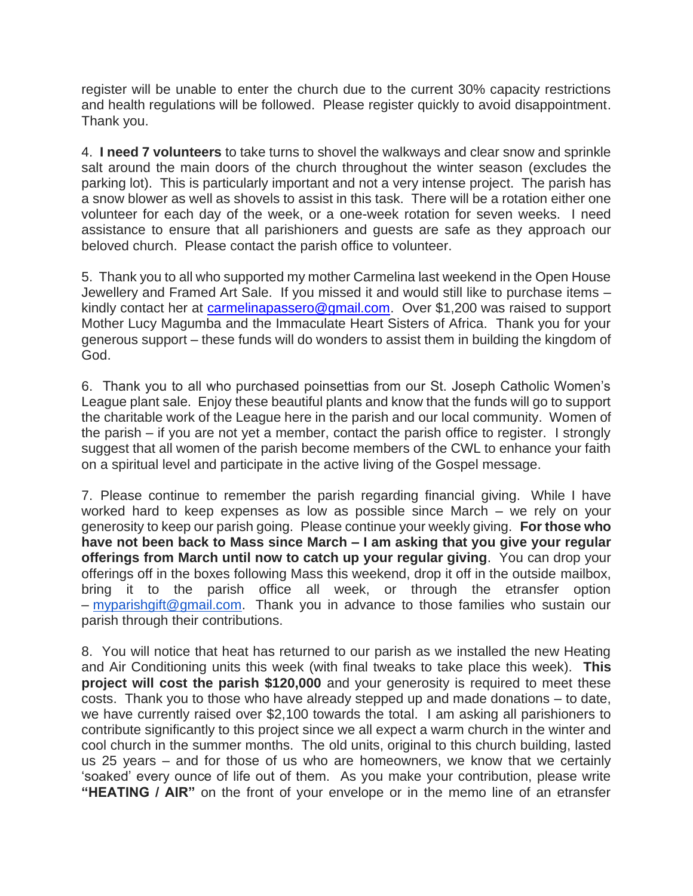register will be unable to enter the church due to the current 30% capacity restrictions and health regulations will be followed. Please register quickly to avoid disappointment. Thank you.

4. **I need 7 volunteers** to take turns to shovel the walkways and clear snow and sprinkle salt around the main doors of the church throughout the winter season (excludes the parking lot). This is particularly important and not a very intense project. The parish has a snow blower as well as shovels to assist in this task. There will be a rotation either one volunteer for each day of the week, or a one-week rotation for seven weeks. I need assistance to ensure that all parishioners and guests are safe as they approach our beloved church. Please contact the parish office to volunteer.

5. Thank you to all who supported my mother Carmelina last weekend in the Open House Jewellery and Framed Art Sale. If you missed it and would still like to purchase items – kindly contact her at [carmelinapassero@gmail.com](mailto:carmelinapassero@gmail.com). Over $1,200 was raised to support Mother Lucy Magumba and the Immaculate Heart Sisters of Africa. Thank you for your generous support – these funds will do wonders to assist them in building the kingdom of God.

6. Thank you to all who purchased poinsettias from our St. Joseph Catholic Women's League plant sale. Enjoy these beautiful plants and know that the funds will go to support the charitable work of the League here in the parish and our local community. Women of the parish – if you are not yet a member, contact the parish office to register. I strongly suggest that all women of the parish become members of the CWL to enhance your faith on a spiritual level and participate in the active living of the Gospel message.

7. Please continue to remember the parish regarding financial giving. While I have worked hard to keep expenses as low as possible since March – we rely on your generosity to keep our parish going. Please continue your weekly giving. **For those who have not been back to Mass since March – I am asking that you give your regular offerings from March until now to catch up your regular giving**. You can drop your offerings off in the boxes following Mass this weekend, drop it off in the outside mailbox, bring it to the parish office all week, or through the etransfer option – [myparishgift@gmail.com](mailto:myparishgift@gmail.com). Thank you in advance to those families who sustain our parish through their contributions.

8. You will notice that heat has returned to our parish as we installed the new Heating and Air Conditioning units this week (with final tweaks to take place this week). **This project will cost the parish $120,000** and your generosity is required to meet these costs. Thank you to those who have already stepped up and made donations – to date, we have currently raised over $2,100 towards the total. I am asking all parishioners to contribute significantly to this project since we all expect a warm church in the winter and cool church in the summer months. The old units, original to this church building, lasted us 25 years – and for those of us who are homeowners, we know that we certainly 'soaked' every ounce of life out of them. As you make your contribution, please write **"HEATING / AIR"** on the front of your envelope or in the memo line of an etransfer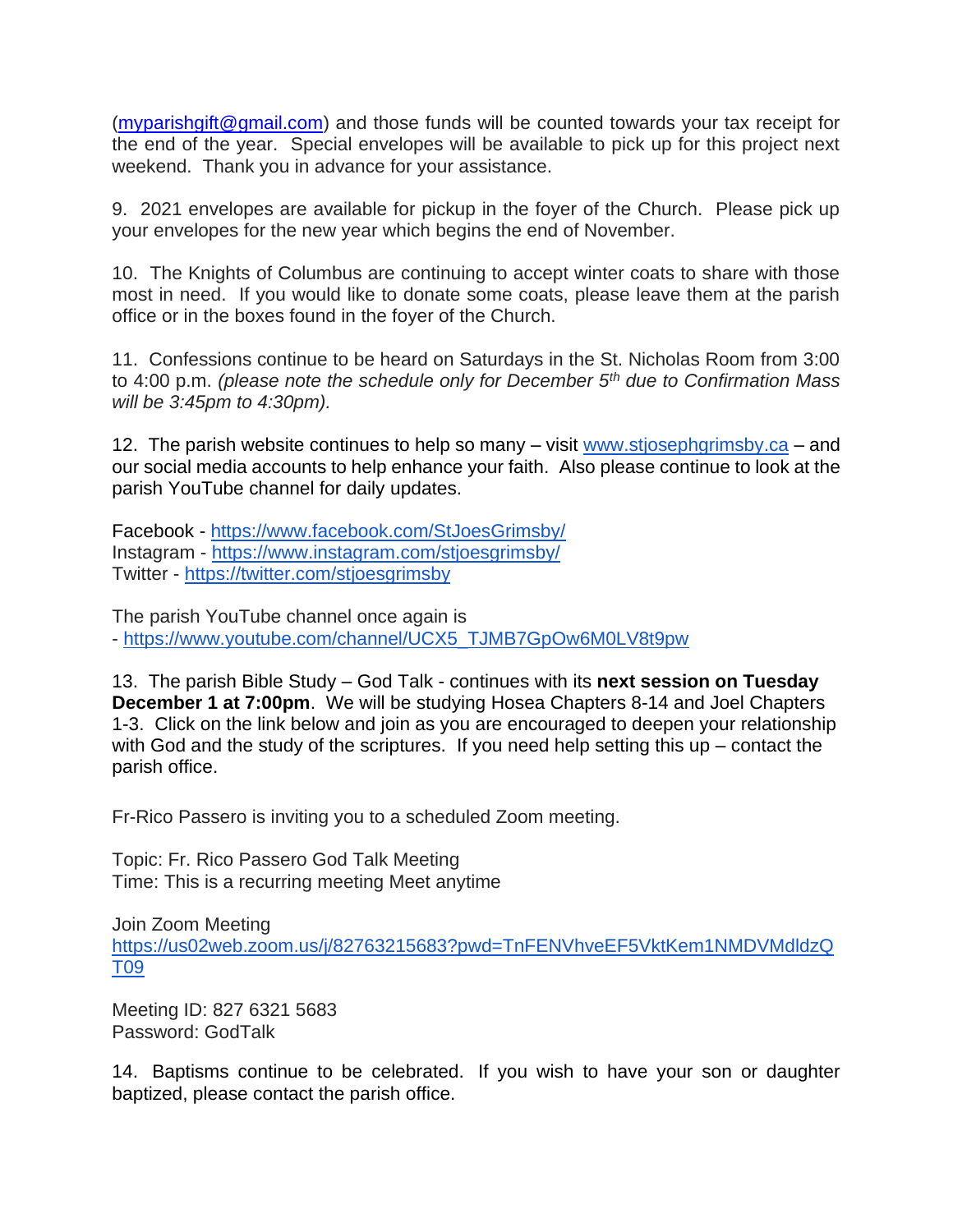(myparishgift@gmail.com) and those funds will be counted towards your tax receipt for the end of the year. Special envelopes will be available to pick up for this project next weekend. Thank you in advance for your assistance.

9. 2021 envelopes are available for pickup in the foyer of the Church. Please pick up your envelopes for the new year which begins the end of November.

10. The Knights of Columbus are continuing to accept winter coats to share with those most in need. If you would like to donate some coats, please leave them at the parish office or in the boxes found in the foyer of the Church.

11. Confessions continue to be heard on Saturdays in the St. Nicholas Room from 3:00 to 4:00 p.m. *(please note the schedule only for December 5th due to Confirmation Mass will be 3:45pm to 4:30pm).*

12. The parish website continues to help so many – visit www.stjosephgrimsby.ca – and our social media accounts to help enhance your faith. Also please continue to look at the parish YouTube channel for daily updates.

Facebook - https://www.facebook.com/StJoesGrimsby/
Instagram - https://www.instagram.com/stjoesgrimsby/
Twitter - https://twitter.com/stjoesgrimsby

The parish YouTube channel once again is
- https://www.youtube.com/channel/UCX5_TJMB7GpOw6M0LV8t9pw

13. The parish Bible Study – God Talk - continues with its **next session on Tuesday December 1 at 7:00pm**. We will be studying Hosea Chapters 8-14 and Joel Chapters 1-3. Click on the link below and join as you are encouraged to deepen your relationship with God and the study of the scriptures. If you need help setting this up – contact the parish office.

Fr-Rico Passero is inviting you to a scheduled Zoom meeting.

Topic: Fr. Rico Passero God Talk Meeting
Time: This is a recurring meeting Meet anytime

Join Zoom Meeting
https://us02web.zoom.us/j/82763215683?pwd=TnFENVhveEF5VktKem1NMDVMdldzQT09

Meeting ID: 827 6321 5683
Password: GodTalk

14. Baptisms continue to be celebrated. If you wish to have your son or daughter baptized, please contact the parish office.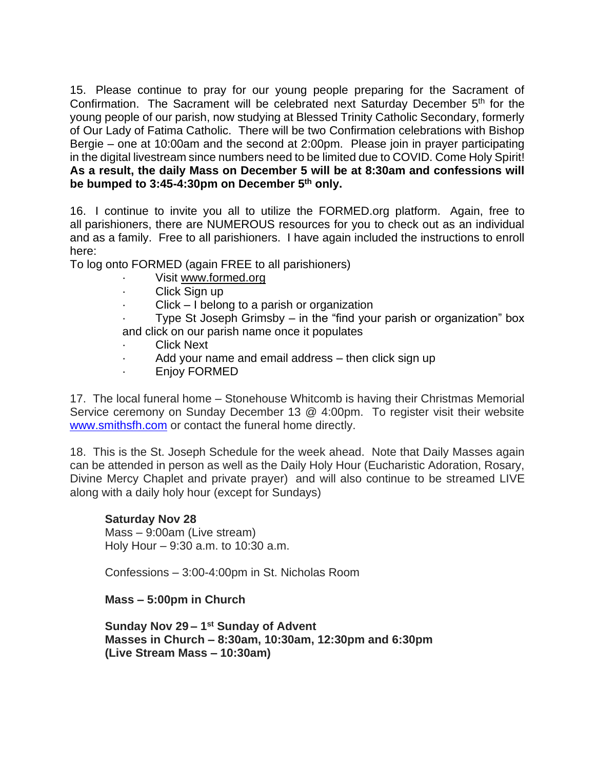15. Please continue to pray for our young people preparing for the Sacrament of Confirmation. The Sacrament will be celebrated next Saturday December 5th for the young people of our parish, now studying at Blessed Trinity Catholic Secondary, formerly of Our Lady of Fatima Catholic. There will be two Confirmation celebrations with Bishop Bergie – one at 10:00am and the second at 2:00pm. Please join in prayer participating in the digital livestream since numbers need to be limited due to COVID. Come Holy Spirit! **As a result, the daily Mass on December 5 will be at 8:30am and confessions will be bumped to 3:45-4:30pm on December 5th only.**

16. I continue to invite you all to utilize the FORMED.org platform. Again, free to all parishioners, there are NUMEROUS resources for you to check out as an individual and as a family. Free to all parishioners. I have again included the instructions to enroll here:

To log onto FORMED (again FREE to all parishioners)

- Visit www.formed.org
- Click Sign up
- Click – I belong to a parish or organization
- Type St Joseph Grimsby – in the "find your parish or organization" box and click on our parish name once it populates
- Click Next
- Add your name and email address – then click sign up
- Enjoy FORMED

17. The local funeral home – Stonehouse Whitcomb is having their Christmas Memorial Service ceremony on Sunday December 13 @ 4:00pm. To register visit their website www.smithsfh.com or contact the funeral home directly.

18. This is the St. Joseph Schedule for the week ahead. Note that Daily Masses again can be attended in person as well as the Daily Holy Hour (Eucharistic Adoration, Rosary, Divine Mercy Chaplet and private prayer) and will also continue to be streamed LIVE along with a daily holy hour (except for Sundays)

**Saturday Nov 28**
Mass – 9:00am (Live stream)
Holy Hour – 9:30 a.m. to 10:30 a.m.

Confessions – 3:00-4:00pm in St. Nicholas Room

**Mass – 5:00pm in Church**

**Sunday Nov 29 – 1st Sunday of Advent**
**Masses in Church – 8:30am, 10:30am, 12:30pm and 6:30pm**
**(Live Stream Mass – 10:30am)**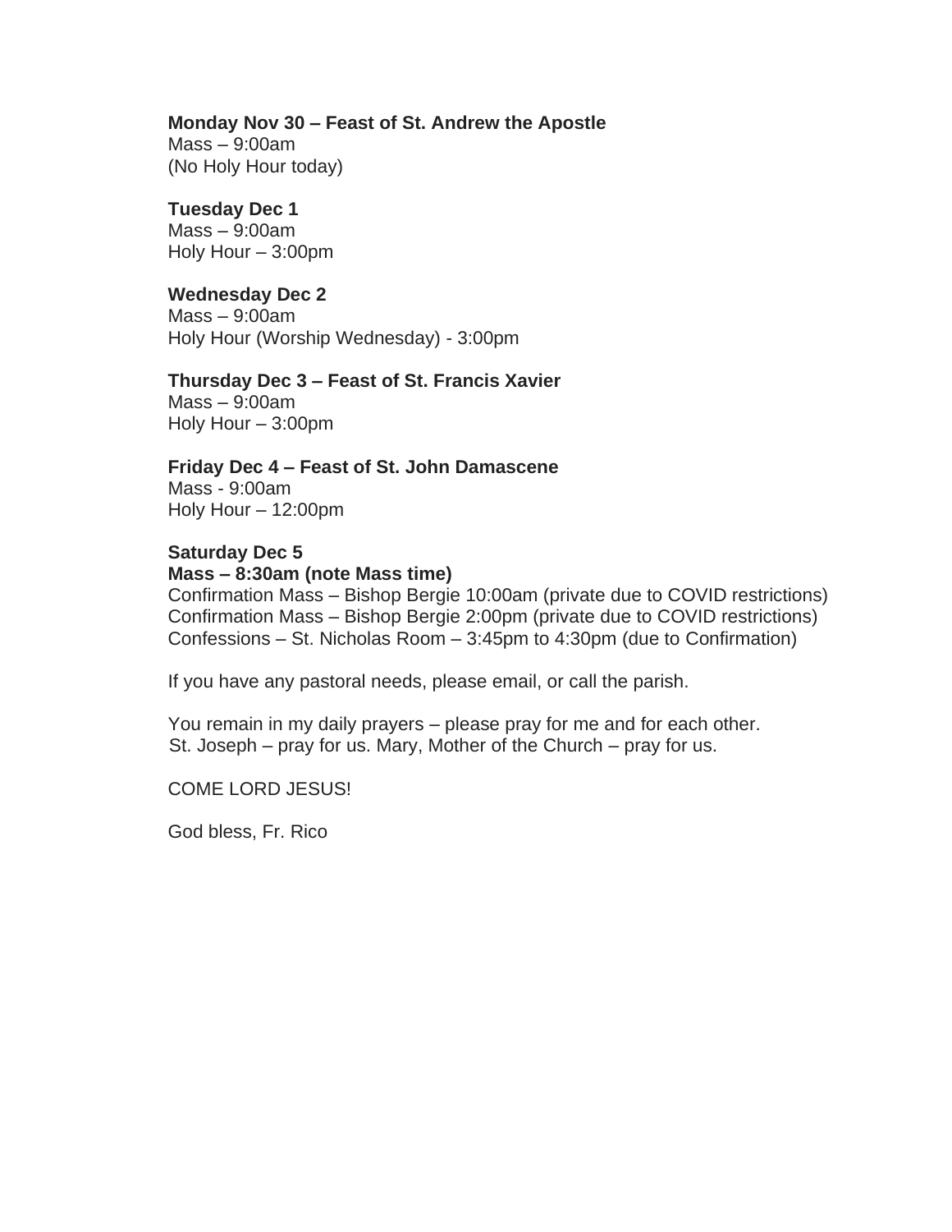**Monday Nov 30 – Feast of St. Andrew the Apostle**
Mass – 9:00am
(No Holy Hour today)

**Tuesday Dec 1**
Mass – 9:00am
Holy Hour – 3:00pm

**Wednesday Dec 2**
Mass – 9:00am
Holy Hour (Worship Wednesday) - 3:00pm

**Thursday Dec 3 – Feast of St. Francis Xavier**
Mass – 9:00am
Holy Hour – 3:00pm

**Friday Dec 4 – Feast of St. John Damascene**
Mass - 9:00am
Holy Hour – 12:00pm

**Saturday Dec 5**
**Mass – 8:30am (note Mass time)**
Confirmation Mass – Bishop Bergie 10:00am (private due to COVID restrictions)
Confirmation Mass – Bishop Bergie 2:00pm (private due to COVID restrictions)
Confessions – St. Nicholas Room – 3:45pm to 4:30pm (due to Confirmation)

If you have any pastoral needs, please email, or call the parish.

You remain in my daily prayers – please pray for me and for each other.
St. Joseph – pray for us. Mary, Mother of the Church – pray for us.

COME LORD JESUS!

God bless, Fr. Rico